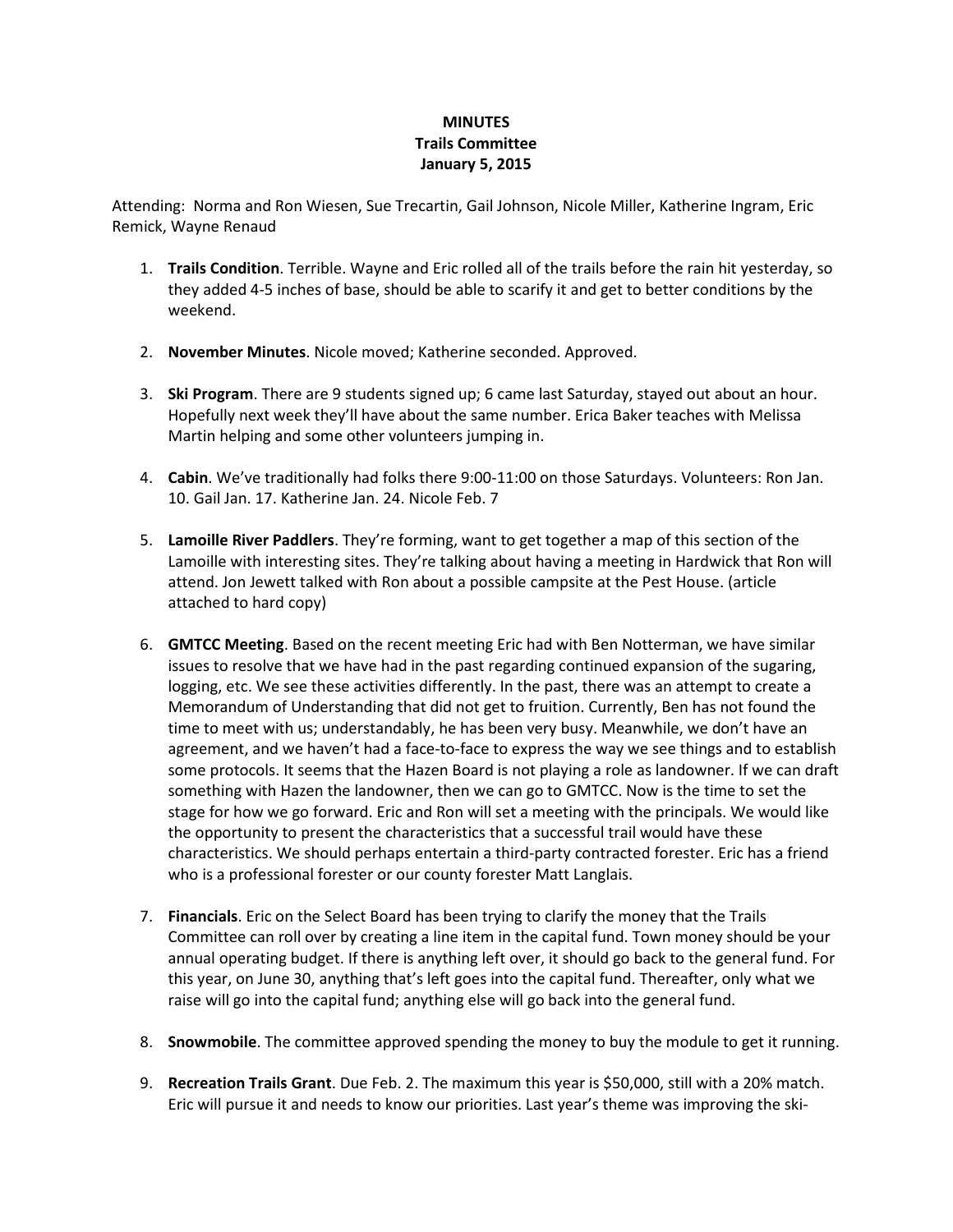**MINUTES**
**Trails Committee**
**January 5, 2015**

Attending: Norma and Ron Wiesen, Sue Trecartin, Gail Johnson, Nicole Miller, Katherine Ingram, Eric Remick, Wayne Renaud

1. **Trails Condition**. Terrible. Wayne and Eric rolled all of the trails before the rain hit yesterday, so they added 4-5 inches of base, should be able to scarify it and get to better conditions by the weekend.

2. **November Minutes**. Nicole moved; Katherine seconded. Approved.

3. **Ski Program**. There are 9 students signed up; 6 came last Saturday, stayed out about an hour. Hopefully next week they'll have about the same number. Erica Baker teaches with Melissa Martin helping and some other volunteers jumping in.

4. **Cabin**. We've traditionally had folks there 9:00-11:00 on those Saturdays. Volunteers: Ron Jan. 10. Gail Jan. 17. Katherine Jan. 24. Nicole Feb. 7

5. **Lamoille River Paddlers**. They're forming, want to get together a map of this section of the Lamoille with interesting sites. They're talking about having a meeting in Hardwick that Ron will attend. Jon Jewett talked with Ron about a possible campsite at the Pest House. (article attached to hard copy)

6. **GMTCC Meeting**. Based on the recent meeting Eric had with Ben Notterman, we have similar issues to resolve that we have had in the past regarding continued expansion of the sugaring, logging, etc. We see these activities differently. In the past, there was an attempt to create a Memorandum of Understanding that did not get to fruition. Currently, Ben has not found the time to meet with us; understandably, he has been very busy. Meanwhile, we don't have an agreement, and we haven't had a face-to-face to express the way we see things and to establish some protocols. It seems that the Hazen Board is not playing a role as landowner. If we can draft something with Hazen the landowner, then we can go to GMTCC. Now is the time to set the stage for how we go forward. Eric and Ron will set a meeting with the principals. We would like the opportunity to present the characteristics that a successful trail would have these characteristics. We should perhaps entertain a third-party contracted forester. Eric has a friend who is a professional forester or our county forester Matt Langlais.

7. **Financials**. Eric on the Select Board has been trying to clarify the money that the Trails Committee can roll over by creating a line item in the capital fund. Town money should be your annual operating budget. If there is anything left over, it should go back to the general fund. For this year, on June 30, anything that's left goes into the capital fund. Thereafter, only what we raise will go into the capital fund; anything else will go back into the general fund.

8. **Snowmobile**. The committee approved spending the money to buy the module to get it running.

9. **Recreation Trails Grant**. Due Feb. 2. The maximum this year is $50,000, still with a 20% match. Eric will pursue it and needs to know our priorities. Last year's theme was improving the ski-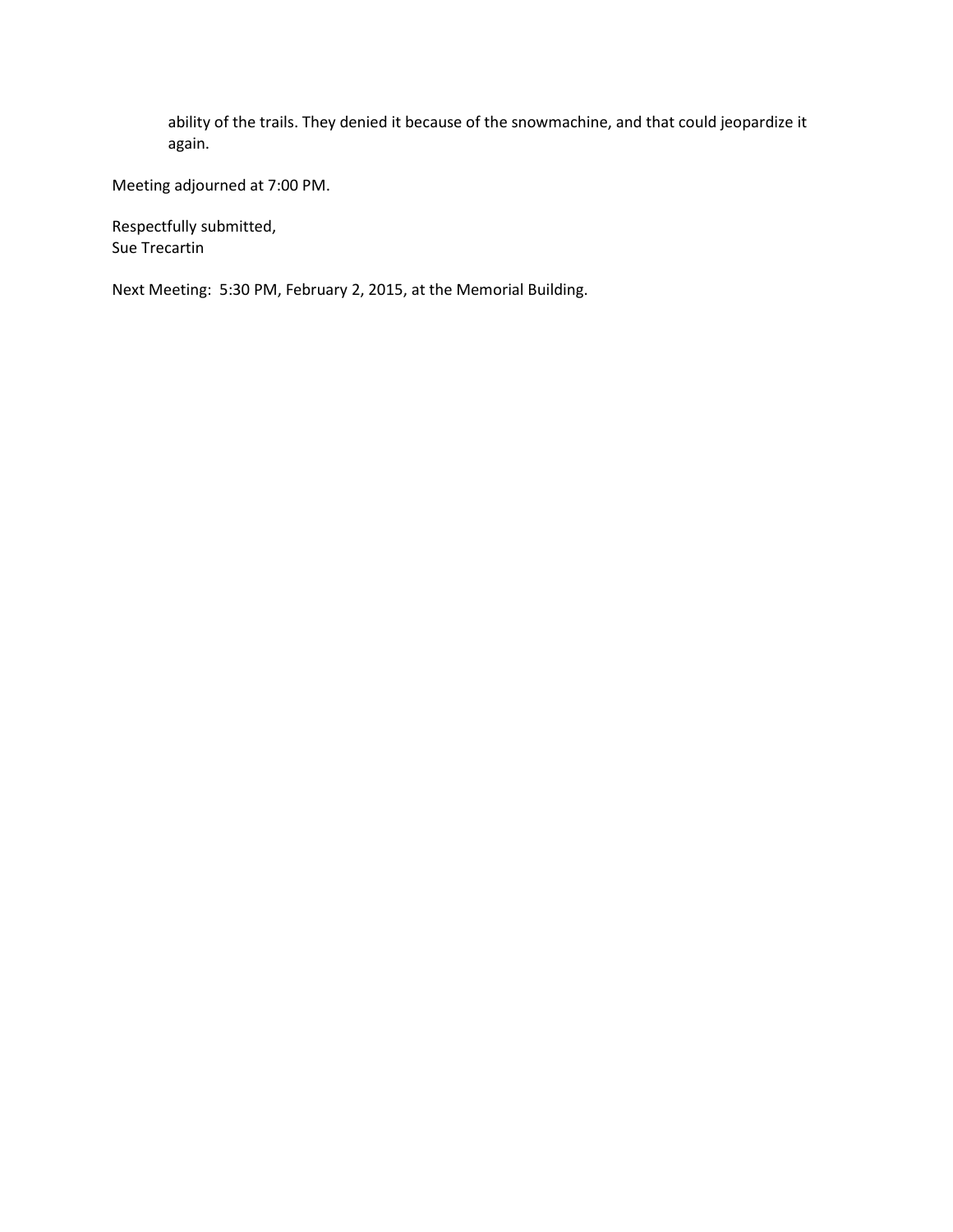ability of the trails. They denied it because of the snowmachine, and that could jeopardize it again.

Meeting adjourned at 7:00 PM.

Respectfully submitted,
Sue Trecartin

Next Meeting: 5:30 PM, February 2, 2015, at the Memorial Building.